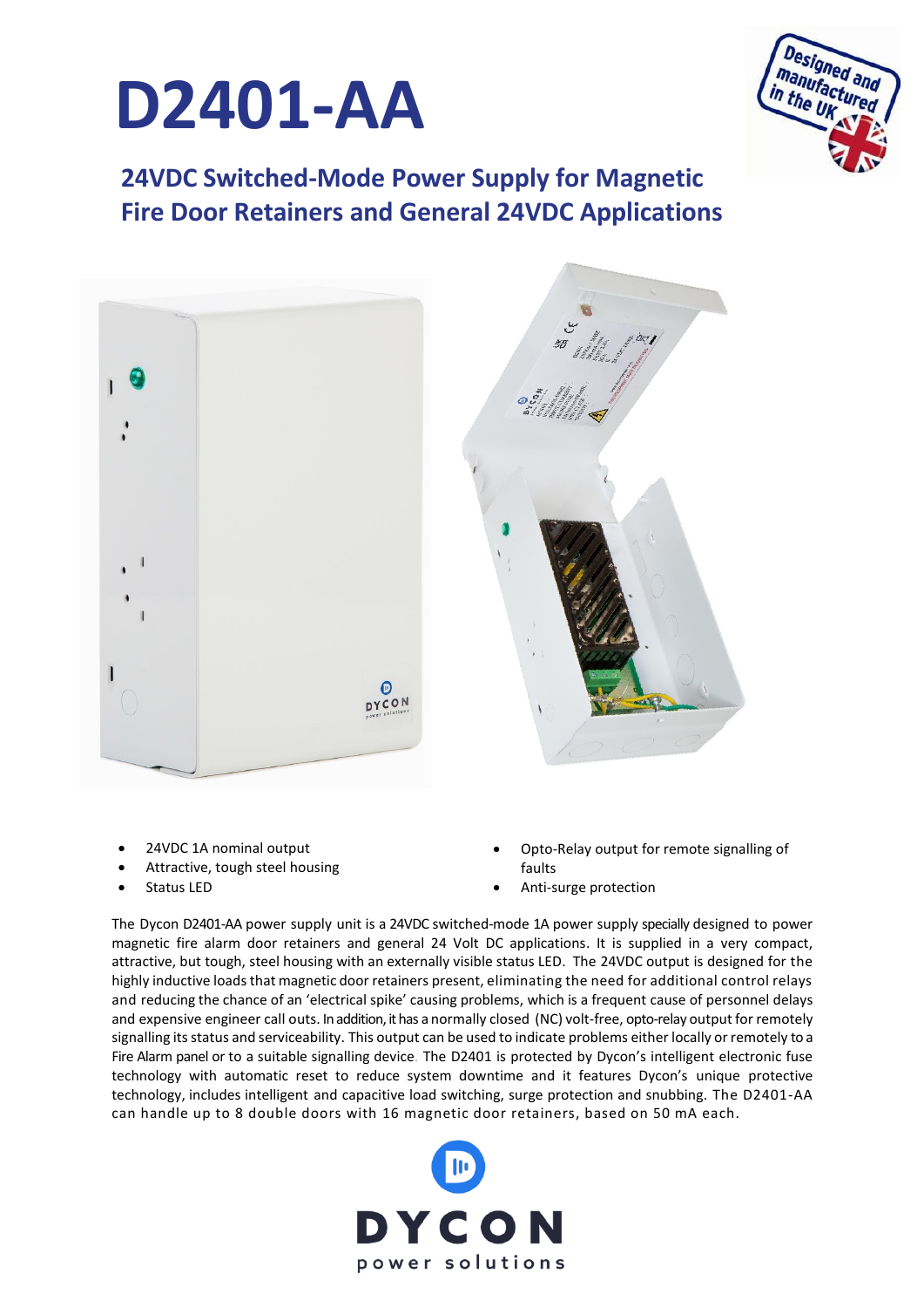# D2401-AA

## 24VDC Switched-Mode Power Supply for Magnetic Fire Door Retainers and General 24VDC Applications

- 24VDC 1A nominal output
- Attractive, tough steel housing
- Status LED
- Opto-Relay output for remote signalling of faults
- Anti-surge protection

The Dycon D2401-AA power supply unit is a 24VDC switched-mode 1A power supply specially designed to power magnetic fire alarm door retainers and general 24 Volt DC applications. It is supplied in a very compact, attractive, but tough, steel housing with an externally visible status LED. The 24VDC output is designed for the highly inductive loads that magnetic door retainers present, eliminating the need for additional control relays and reducing the chance of an 'electrical spike' causing problems, which is a frequent cause of personnel delays and expensive engineer call outs. In addition, it has a normally closed (NC) volt-free, opto-relay output for remotely signalling its status and serviceability. This output can be used to indicate problems either locally or remotely to a Fire Alarm panel or to a suitable signalling device. The D2401 is protected by Dycon's intelligent electronic fuse technology with automatic reset to reduce system downtime and it features Dycon's unique protective technology, includes intelligent and capacitive load switching, surge protection and snubbing. The D2401-AA can handle up to 8 double doors with 16 magnetic door retainers, based on 50 mA each.

DYCON
power solutions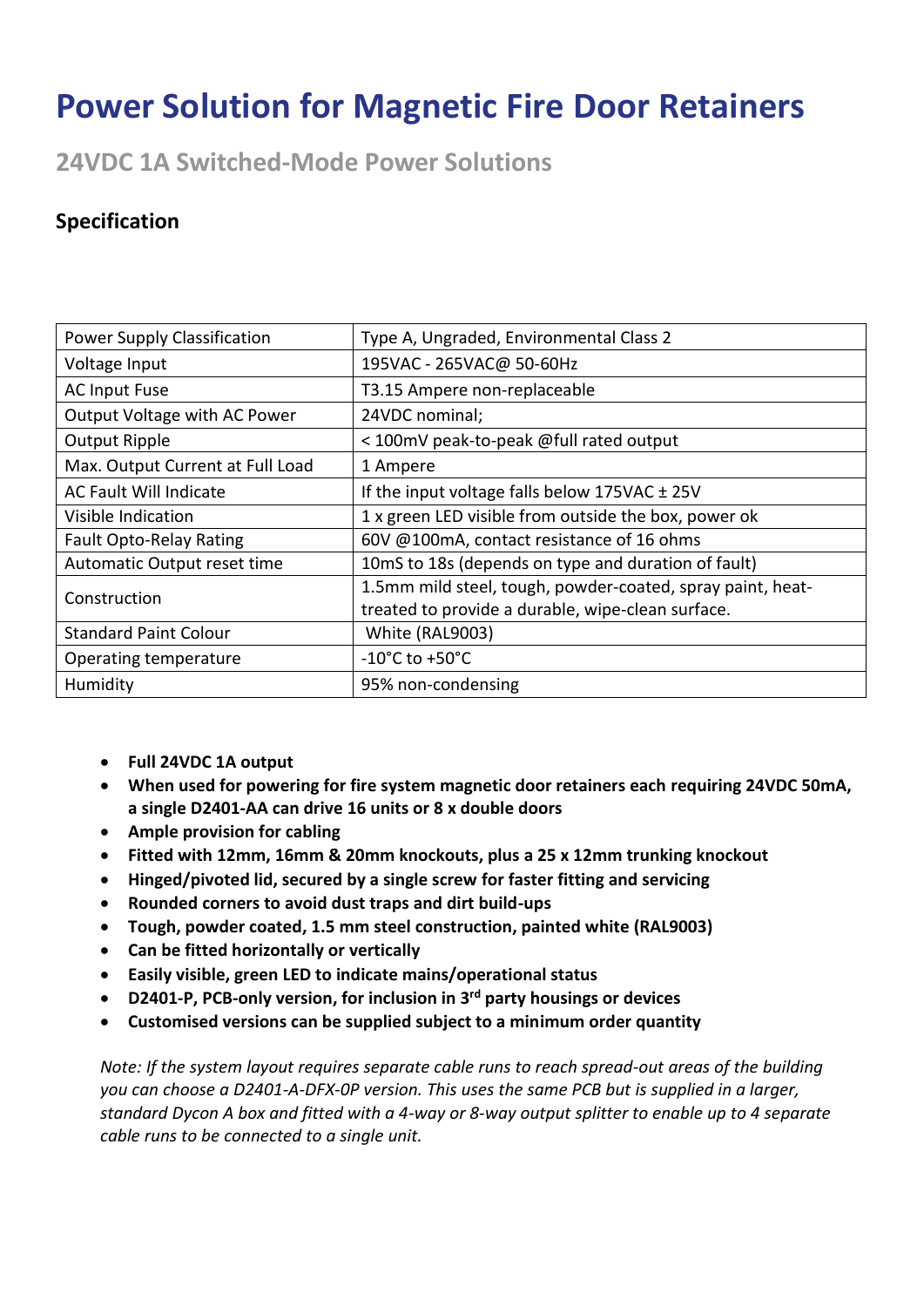# Power Solution for Magnetic Fire Door Retainers

## 24VDC 1A Switched-Mode Power Solutions

### Specification

| | |
|---|---|
| Power Supply Classification | Type A, Ungraded, Environmental Class 2 |
| Voltage Input | 195VAC - 265VAC@ 50-60Hz |
| AC Input Fuse | T3.15 Ampere non-replaceable |
| Output Voltage with AC Power | 24VDC nominal; |
| Output Ripple | < 100mV peak-to-peak @full rated output |
| Max. Output Current at Full Load | 1 Ampere |
| AC Fault Will Indicate | If the input voltage falls below 175VAC ± 25V |
| Visible Indication | 1 x green LED visible from outside the box, power ok |
| Fault Opto-Relay Rating | 60V @100mA, contact resistance of 16 ohms |
| Automatic Output reset time | 10mS to 18s (depends on type and duration of fault) |
| Construction | 1.5mm mild steel, tough, powder-coated, spray paint, heat-treated to provide a durable, wipe-clean surface. |
| Standard Paint Colour | White (RAL9003) |
| Operating temperature | -10°C to +50°C |
| Humidity | 95% non-condensing |

- **Full 24VDC 1A output**
- **When used for powering for fire system magnetic door retainers each requiring 24VDC 50mA, a single D2401-AA can drive 16 units or 8 x double doors**
- **Ample provision for cabling**
- **Fitted with 12mm, 16mm & 20mm knockouts, plus a 25 x 12mm trunking knockout**
- **Hinged/pivoted lid, secured by a single screw for faster fitting and servicing**
- **Rounded corners to avoid dust traps and dirt build-ups**
- **Tough, powder coated, 1.5 mm steel construction, painted white (RAL9003)**
- **Can be fitted horizontally or vertically**
- **Easily visible, green LED to indicate mains/operational status**
- **D2401-P, PCB-only version, for inclusion in 3rd party housings or devices**
- **Customised versions can be supplied subject to a minimum order quantity**

*Note: If the system layout requires separate cable runs to reach spread-out areas of the building you can choose a D2401-A-DFX-0P version. This uses the same PCB but is supplied in a larger, standard Dycon A box and fitted with a 4-way or 8-way output splitter to enable up to 4 separate cable runs to be connected to a single unit.*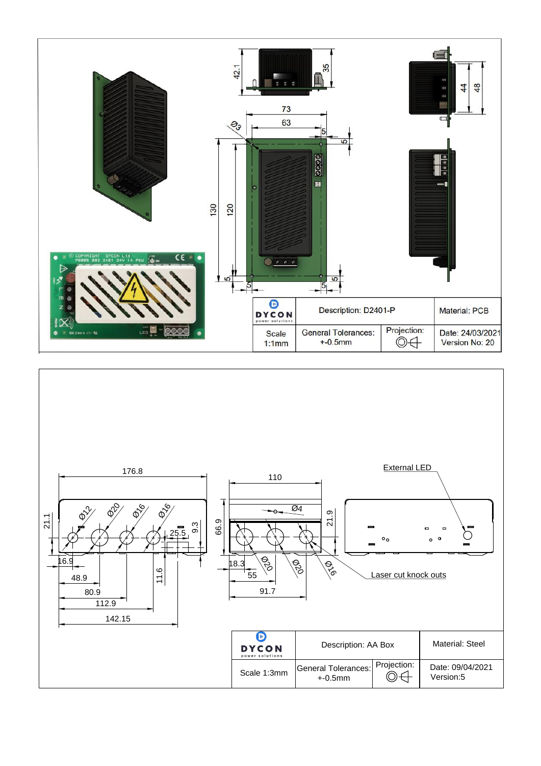| DYCON power solutions | Description: D2401-P | Material: PCB |
|---|---|---|
| Scale 1:1mm | General Tolerances: +-0.5mm | Projection: | Date: 24/03/2021 Version No: 20 |

External LED

Laser cut knock outs

| DYCON power solutions | Description: AA Box | Material: Steel |
|---|---|---|
| Scale 1:3mm | General Tolerances: +-0.5mm | Projection: | Date: 09/04/2021 Version:5 |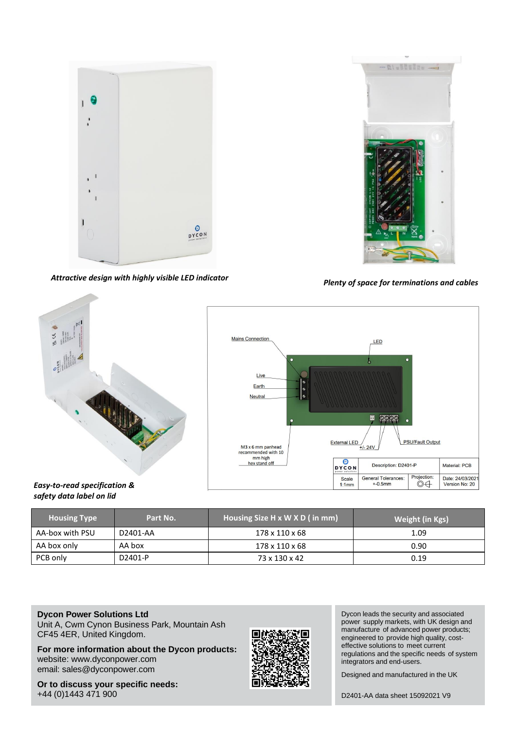*Attractive design with highly visible LED indicator*

*Plenty of space for terminations and cables*

*Easy-to-read specification & safety data label on lid*

Mains Connection

LED

Live

Earth

Neutral

External LED

+/- 24V

PSU/Fault Output

M3 x 6 mm panhead recommended with 10 mm high hex stand off

| DYCON power solutions | Description: D2401-P | | Material: PCB |
|---|---|---|---|
| Scale 1:1mm | General Tolerances: +-0.5mm | Projection: | Date: 24/03/2021 Version No: 20 |

| Housing Type | Part No. | Housing Size H x W X D ( in mm) | Weight (in Kgs) |
|---|---|---|---|
| AA-box with PSU | D2401-AA | 178 x 110 x 68 | 1.09 |
| AA box only | AA box | 178 x 110 x 68 | 0.90 |
| PCB only | D2401-P | 73 x 130 x 42 | 0.19 |

**Dycon Power Solutions Ltd**
Unit A, Cwm Cynon Business Park, Mountain Ash
CF45 4ER, United Kingdom.

**For more information about the Dycon products:**
website: www.dyconpower.com
email: sales@dyconpower.com

**Or to discuss your specific needs:**
+44 (0)1443 471 900

Dycon leads the security and associated power supply markets, with UK design and manufacture of advanced power products; engineered to provide high quality, cost-effective solutions to meet current regulations and the specific needs of system integrators and end-users.

Designed and manufactured in the UK

D2401-AA data sheet 15092021 V9